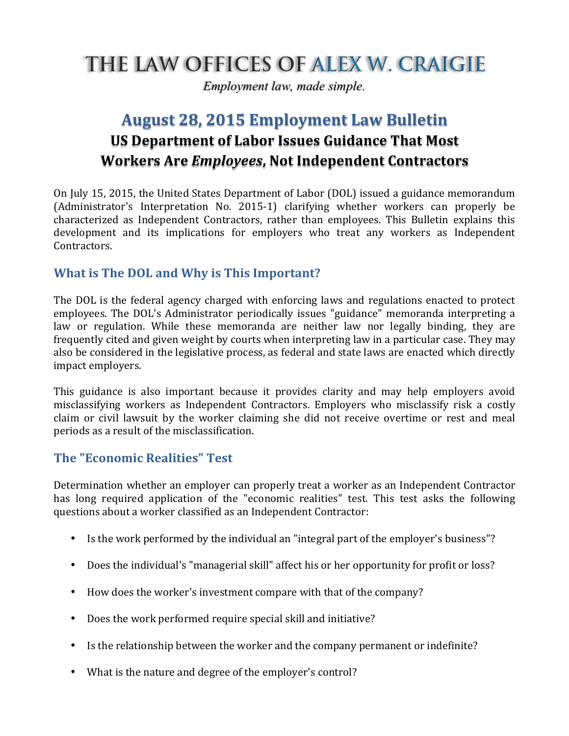# THE LAW OFFICES OF ALEX W. CRAIGIE

*Employment law, made simple.*

## August 28, 2015 Employment Law Bulletin

## US Department of Labor Issues Guidance That Most Workers Are *Employees*, Not Independent Contractors

On July 15, 2015, the United States Department of Labor (DOL) issued a guidance memorandum (Administrator's Interpretation No. 2015-1) clarifying whether workers can properly be characterized as Independent Contractors, rather than employees. This Bulletin explains this development and its implications for employers who treat any workers as Independent Contractors.

### What is The DOL and Why is This Important?

The DOL is the federal agency charged with enforcing laws and regulations enacted to protect employees. The DOL's Administrator periodically issues "guidance" memoranda interpreting a law or regulation. While these memoranda are neither law nor legally binding, they are frequently cited and given weight by courts when interpreting law in a particular case. They may also be considered in the legislative process, as federal and state laws are enacted which directly impact employers.

This guidance is also important because it provides clarity and may help employers avoid misclassifying workers as Independent Contractors. Employers who misclassify risk a costly claim or civil lawsuit by the worker claiming she did not receive overtime or rest and meal periods as a result of the misclassification.

### The "Economic Realities" Test

Determination whether an employer can properly treat a worker as an Independent Contractor has long required application of the "economic realities" test. This test asks the following questions about a worker classified as an Independent Contractor:

- Is the work performed by the individual an "integral part of the employer's business"?
- Does the individual's "managerial skill" affect his or her opportunity for profit or loss?
- How does the worker's investment compare with that of the company?
- Does the work performed require special skill and initiative?
- Is the relationship between the worker and the company permanent or indefinite?
- What is the nature and degree of the employer's control?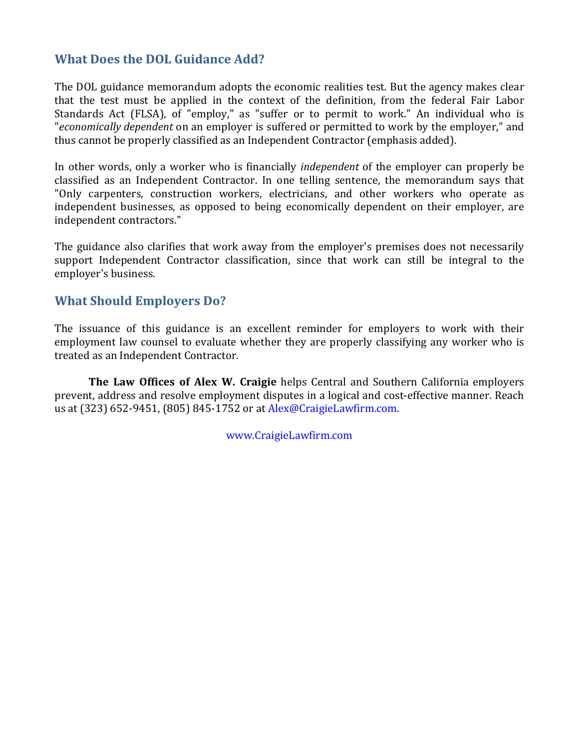## What Does the DOL Guidance Add?

The DOL guidance memorandum adopts the economic realities test. But the agency makes clear that the test must be applied in the context of the definition, from the federal Fair Labor Standards Act (FLSA), of "employ," as "suffer or to permit to work." An individual who is "*economically dependent* on an employer is suffered or permitted to work by the employer," and thus cannot be properly classified as an Independent Contractor (emphasis added).

In other words, only a worker who is financially *independent* of the employer can properly be classified as an Independent Contractor. In one telling sentence, the memorandum says that "Only carpenters, construction workers, electricians, and other workers who operate as independent businesses, as opposed to being economically dependent on their employer, are independent contractors."

The guidance also clarifies that work away from the employer's premises does not necessarily support Independent Contractor classification, since that work can still be integral to the employer's business.

## What Should Employers Do?

The issuance of this guidance is an excellent reminder for employers to work with their employment law counsel to evaluate whether they are properly classifying any worker who is treated as an Independent Contractor.

**The Law Offices of Alex W. Craigie** helps Central and Southern California employers prevent, address and resolve employment disputes in a logical and cost-effective manner. Reach us at (323) 652-9451, (805) 845-1752 or at Alex@CraigieLawfirm.com.

www.CraigieLawfirm.com